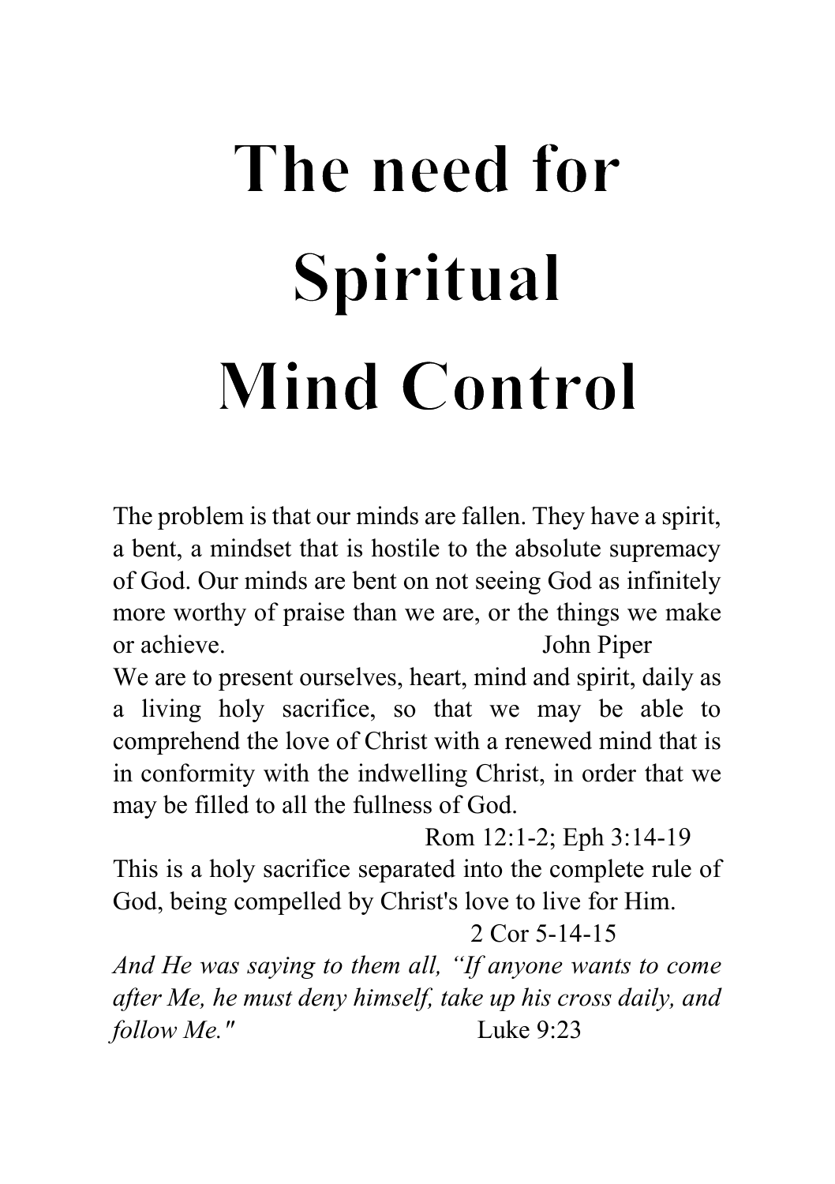# The need for Spiritual Mind Control

The problem is that our minds are fallen. They have a spirit, a bent, a mindset that is hostile to the absolute supremacy of God. Our minds are bent on not seeing God as infinitely more worthy of praise than we are, or the things we make or achieve. John Piper

We are to present ourselves, heart, mind and spirit, daily as a living holy sacrifice, so that we may be able to comprehend the love of Christ with a renewed mind that is in conformity with the indwelling Christ, in order that we may be filled to all the fullness of God.

Rom 12:1-2; Eph 3:14-19

This is a holy sacrifice separated into the complete rule of God, being compelled by Christ's love to live for Him.

2 Cor 5-14-15

*And He was saying to them all, "If anyone wants to come after Me, he must deny himself, take up his cross daily, and follow Me."* Luke 9:23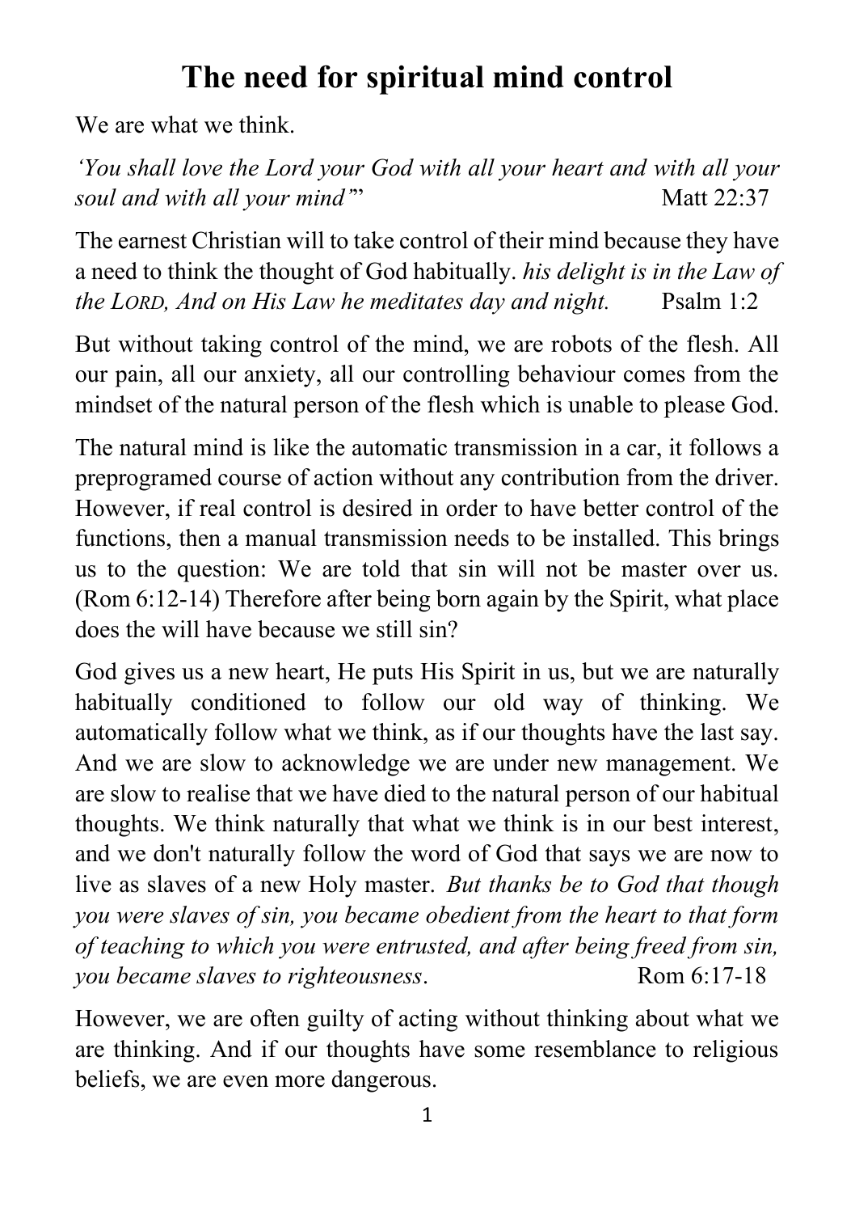# The need for spiritual mind control

We are what we think.

*'You shall love the Lord your God with all your heart and with all your soul and with all your mind'*" Matt 22:37

The earnest Christian will to take control of their mind because they have a need to think the thought of God habitually. *his delight is in the Law of the LORD, And on His Law he meditates day and night.* Psalm 1:2

But without taking control of the mind, we are robots of the flesh. All our pain, all our anxiety, all our controlling behaviour comes from the mindset of the natural person of the flesh which is unable to please God.

The natural mind is like the automatic transmission in a car, it follows a preprogramed course of action without any contribution from the driver. However, if real control is desired in order to have better control of the functions, then a manual transmission needs to be installed. This brings us to the question: We are told that sin will not be master over us. (Rom 6:12-14) Therefore after being born again by the Spirit, what place does the will have because we still sin?

God gives us a new heart, He puts His Spirit in us, but we are naturally habitually conditioned to follow our old way of thinking. We automatically follow what we think, as if our thoughts have the last say. And we are slow to acknowledge we are under new management. We are slow to realise that we have died to the natural person of our habitual thoughts. We think naturally that what we think is in our best interest, and we don't naturally follow the word of God that says we are now to live as slaves of a new Holy master. *But thanks be to God that though you were slaves of sin, you became obedient from the heart to that form of teaching to which you were entrusted, and after being freed from sin, you became slaves to righteousness*. Rom 6:17-18

However, we are often guilty of acting without thinking about what we are thinking. And if our thoughts have some resemblance to religious beliefs, we are even more dangerous.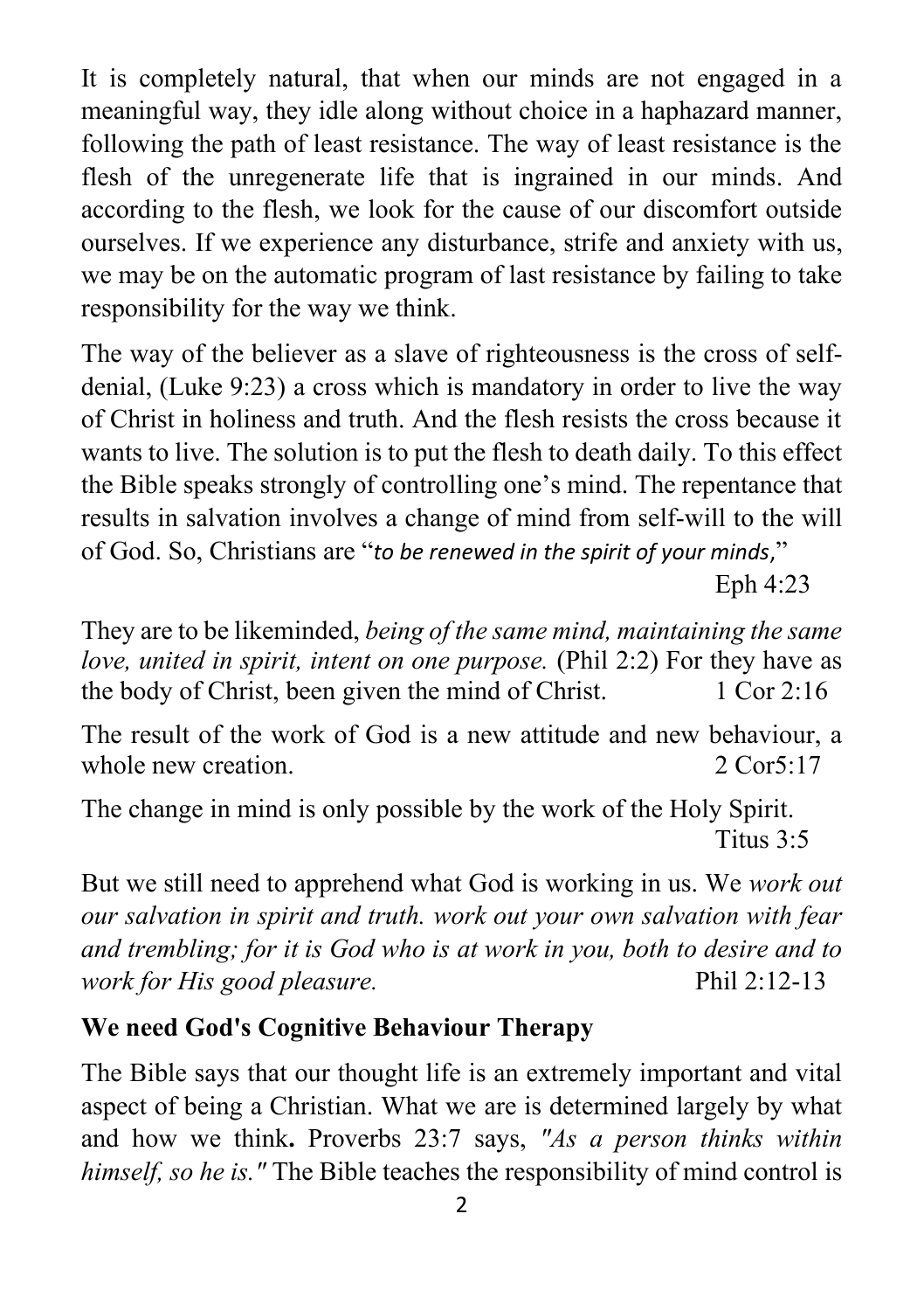It is completely natural, that when our minds are not engaged in a meaningful way, they idle along without choice in a haphazard manner, following the path of least resistance. The way of least resistance is the flesh of the unregenerate life that is ingrained in our minds. And according to the flesh, we look for the cause of our discomfort outside ourselves. If we experience any disturbance, strife and anxiety with us, we may be on the automatic program of last resistance by failing to take responsibility for the way we think.

The way of the believer as a slave of righteousness is the cross of self-denial, (Luke 9:23) a cross which is mandatory in order to live the way of Christ in holiness and truth. And the flesh resists the cross because it wants to live. The solution is to put the flesh to death daily. To this effect the Bible speaks strongly of controlling one's mind. The repentance that results in salvation involves a change of mind from self-will to the will of God. So, Christians are "*to be renewed in the spirit of your minds,*" Eph 4:23

They are to be likeminded, *being of the same mind, maintaining the same love, united in spirit, intent on one purpose.* (Phil 2:2) For they have as the body of Christ, been given the mind of Christ. 1 Cor 2:16

The result of the work of God is a new attitude and new behaviour, a whole new creation. 2 Cor5:17

The change in mind is only possible by the work of the Holy Spirit. Titus 3:5

But we still need to apprehend what God is working in us. We *work out our salvation in spirit and truth. work out your own salvation with fear and trembling; for it is God who is at work in you, both to desire and to work for His good pleasure.* Phil 2:12-13

**We need God's Cognitive Behaviour Therapy**

The Bible says that our thought life is an extremely important and vital aspect of being a Christian. What we are is determined largely by what and how we think**.** Proverbs 23:7 says, *"As a person thinks within himself, so he is."* The Bible teaches the responsibility of mind control is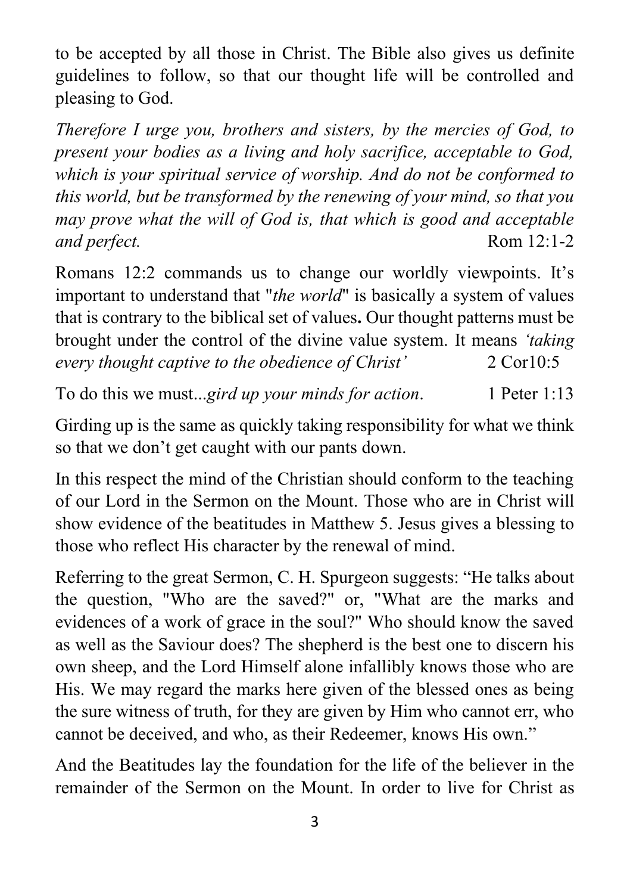to be accepted by all those in Christ. The Bible also gives us definite guidelines to follow, so that our thought life will be controlled and pleasing to God.

*Therefore I urge you, brothers and sisters, by the mercies of God, to present your bodies as a living and holy sacrifice, acceptable to God, which is your spiritual service of worship. And do not be conformed to this world, but be transformed by the renewing of your mind, so that you may prove what the will of God is, that which is good and acceptable and perfect.* Rom 12:1-2

Romans 12:2 commands us to change our worldly viewpoints. It's important to understand that "*the world*" is basically a system of values that is contrary to the biblical set of values**.** Our thought patterns must be brought under the control of the divine value system. It means *'taking every thought captive to the obedience of Christ'* 2 Cor10:5

To do this we must...*gird up your minds for action*. 1 Peter 1:13

Girding up is the same as quickly taking responsibility for what we think so that we don't get caught with our pants down.

In this respect the mind of the Christian should conform to the teaching of our Lord in the Sermon on the Mount. Those who are in Christ will show evidence of the beatitudes in Matthew 5. Jesus gives a blessing to those who reflect His character by the renewal of mind.

Referring to the great Sermon, C. H. Spurgeon suggests: "He talks about the question, "Who are the saved?" or, "What are the marks and evidences of a work of grace in the soul?" Who should know the saved as well as the Saviour does? The shepherd is the best one to discern his own sheep, and the Lord Himself alone infallibly knows those who are His. We may regard the marks here given of the blessed ones as being the sure witness of truth, for they are given by Him who cannot err, who cannot be deceived, and who, as their Redeemer, knows His own."

And the Beatitudes lay the foundation for the life of the believer in the remainder of the Sermon on the Mount. In order to live for Christ as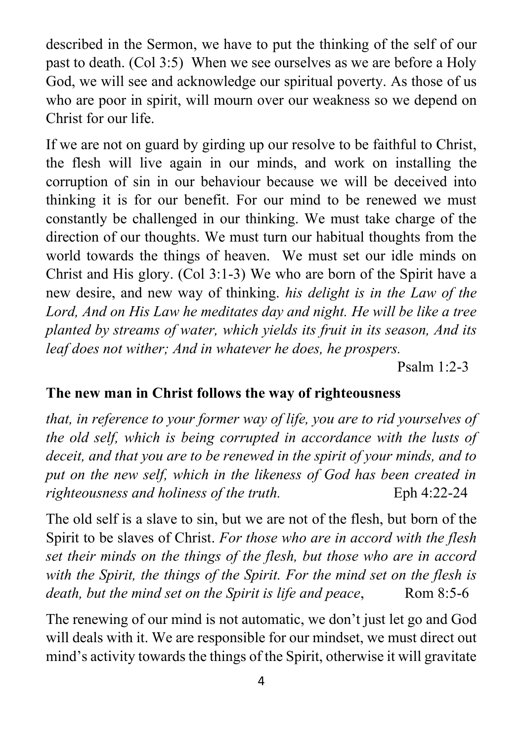described in the Sermon, we have to put the thinking of the self of our past to death. (Col 3:5) When we see ourselves as we are before a Holy God, we will see and acknowledge our spiritual poverty. As those of us who are poor in spirit, will mourn over our weakness so we depend on Christ for our life.

If we are not on guard by girding up our resolve to be faithful to Christ, the flesh will live again in our minds, and work on installing the corruption of sin in our behaviour because we will be deceived into thinking it is for our benefit. For our mind to be renewed we must constantly be challenged in our thinking. We must take charge of the direction of our thoughts. We must turn our habitual thoughts from the world towards the things of heaven. We must set our idle minds on Christ and His glory. (Col 3:1-3) We who are born of the Spirit have a new desire, and new way of thinking. *his delight is in the Law of the Lord, And on His Law he meditates day and night. He will be like a tree planted by streams of water, which yields its fruit in its season, And its leaf does not wither; And in whatever he does, he prospers.*

Psalm 1:2-3

**The new man in Christ follows the way of righteousness**

*that, in reference to your former way of life, you are to rid yourselves of the old self, which is being corrupted in accordance with the lusts of deceit, and that you are to be renewed in the spirit of your minds, and to put on the new self, which in the likeness of God has been created in righteousness and holiness of the truth.* Eph 4:22-24

The old self is a slave to sin, but we are not of the flesh, but born of the Spirit to be slaves of Christ. *For those who are in accord with the flesh set their minds on the things of the flesh, but those who are in accord with the Spirit, the things of the Spirit. For the mind set on the flesh is death, but the mind set on the Spirit is life and peace*, Rom 8:5-6

The renewing of our mind is not automatic, we don't just let go and God will deals with it. We are responsible for our mindset, we must direct out mind's activity towards the things of the Spirit, otherwise it will gravitate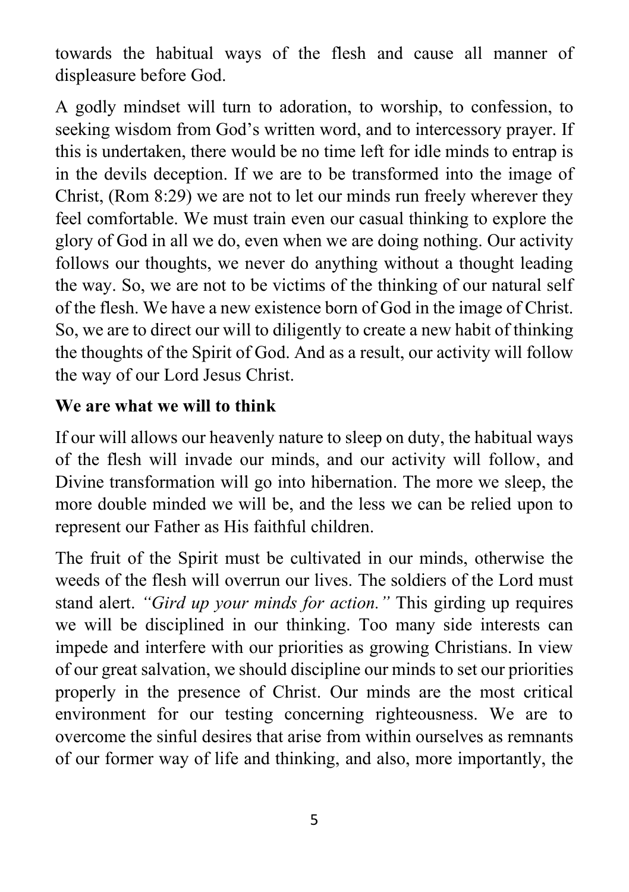towards the habitual ways of the flesh and cause all manner of displeasure before God.

A godly mindset will turn to adoration, to worship, to confession, to seeking wisdom from God's written word, and to intercessory prayer. If this is undertaken, there would be no time left for idle minds to entrap is in the devils deception. If we are to be transformed into the image of Christ, (Rom 8:29) we are not to let our minds run freely wherever they feel comfortable. We must train even our casual thinking to explore the glory of God in all we do, even when we are doing nothing. Our activity follows our thoughts, we never do anything without a thought leading the way. So, we are not to be victims of the thinking of our natural self of the flesh. We have a new existence born of God in the image of Christ. So, we are to direct our will to diligently to create a new habit of thinking the thoughts of the Spirit of God. And as a result, our activity will follow the way of our Lord Jesus Christ.

**We are what we will to think**

If our will allows our heavenly nature to sleep on duty, the habitual ways of the flesh will invade our minds, and our activity will follow, and Divine transformation will go into hibernation. The more we sleep, the more double minded we will be, and the less we can be relied upon to represent our Father as His faithful children.

The fruit of the Spirit must be cultivated in our minds, otherwise the weeds of the flesh will overrun our lives. The soldiers of the Lord must stand alert. *"Gird up your minds for action."* This girding up requires we will be disciplined in our thinking. Too many side interests can impede and interfere with our priorities as growing Christians. In view of our great salvation, we should discipline our minds to set our priorities properly in the presence of Christ. Our minds are the most critical environment for our testing concerning righteousness. We are to overcome the sinful desires that arise from within ourselves as remnants of our former way of life and thinking, and also, more importantly, the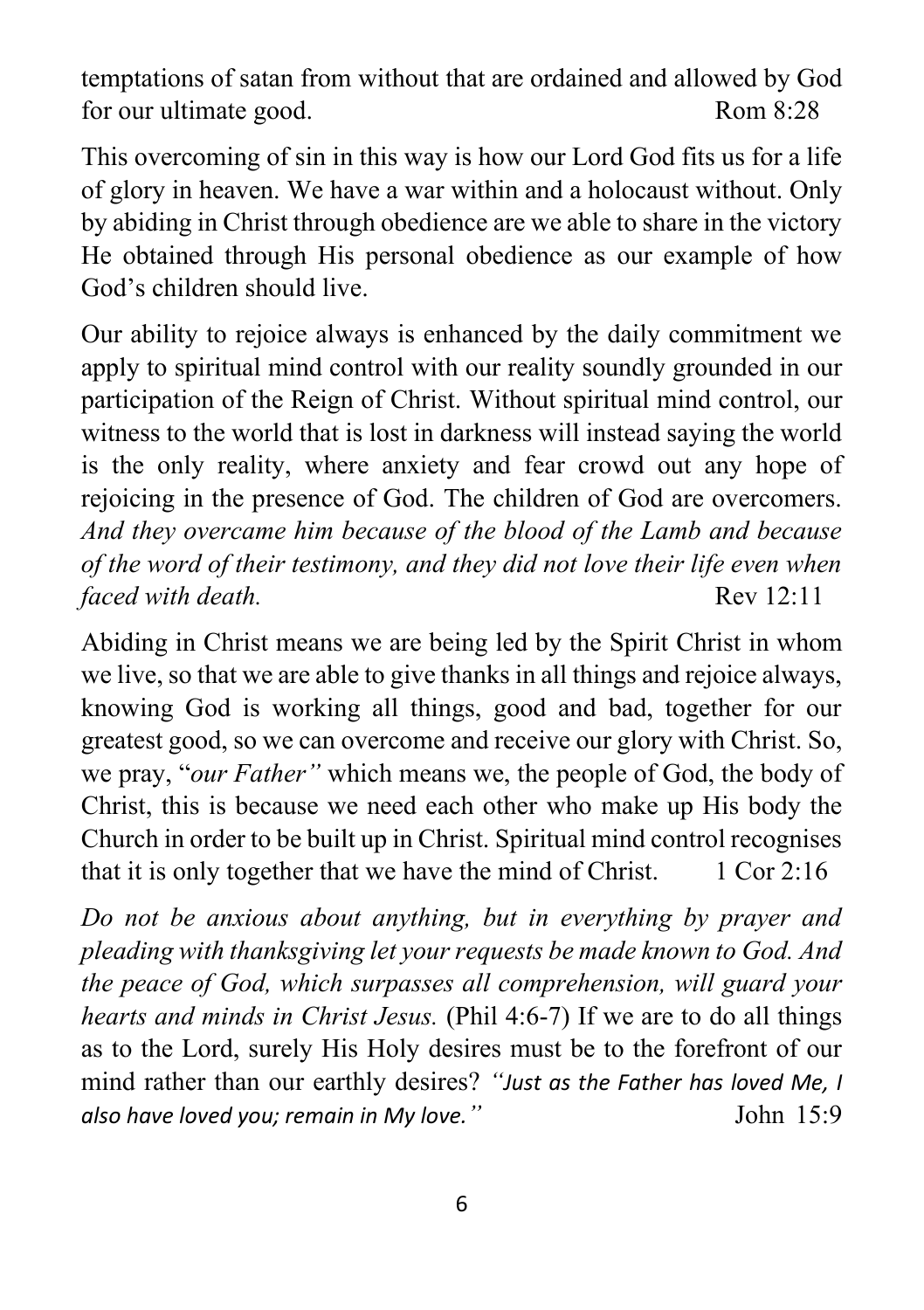temptations of satan from without that are ordained and allowed by God for our ultimate good. Rom 8:28

This overcoming of sin in this way is how our Lord God fits us for a life of glory in heaven. We have a war within and a holocaust without. Only by abiding in Christ through obedience are we able to share in the victory He obtained through His personal obedience as our example of how God's children should live.

Our ability to rejoice always is enhanced by the daily commitment we apply to spiritual mind control with our reality soundly grounded in our participation of the Reign of Christ. Without spiritual mind control, our witness to the world that is lost in darkness will instead saying the world is the only reality, where anxiety and fear crowd out any hope of rejoicing in the presence of God. The children of God are overcomers. *And they overcame him because of the blood of the Lamb and because of the word of their testimony, and they did not love their life even when faced with death.* Rev 12:11

Abiding in Christ means we are being led by the Spirit Christ in whom we live, so that we are able to give thanks in all things and rejoice always, knowing God is working all things, good and bad, together for our greatest good, so we can overcome and receive our glory with Christ. So, we pray, "*our Father"* which means we, the people of God, the body of Christ, this is because we need each other who make up His body the Church in order to be built up in Christ. Spiritual mind control recognises that it is only together that we have the mind of Christ. 1 Cor 2:16

*Do not be anxious about anything, but in everything by prayer and pleading with thanksgiving let your requests be made known to God. And the peace of God, which surpasses all comprehension, will guard your hearts and minds in Christ Jesus.* (Phil 4:6-7) If we are to do all things as to the Lord, surely His Holy desires must be to the forefront of our mind rather than our earthly desires? *"Just as the Father has loved Me, I also have loved you; remain in My love."* John 15:9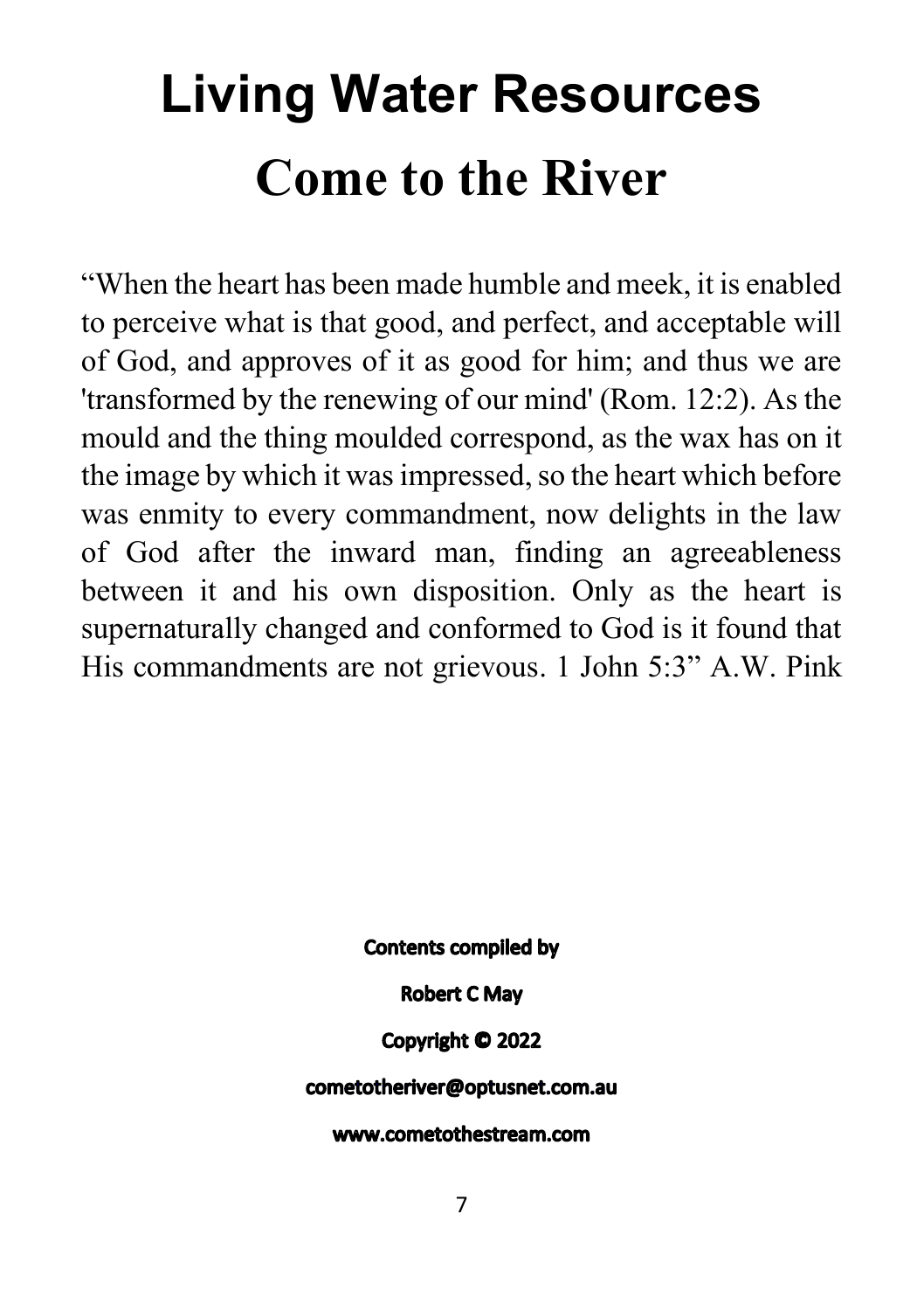# Living Water Resources

# Come to the River

"When the heart has been made humble and meek, it is enabled to perceive what is that good, and perfect, and acceptable will of God, and approves of it as good for him; and thus we are 'transformed by the renewing of our mind' (Rom. 12:2). As the mould and the thing moulded correspond, as the wax has on it the image by which it was impressed, so the heart which before was enmity to every commandment, now delights in the law of God after the inward man, finding an agreeableness between it and his own disposition. Only as the heart is supernaturally changed and conformed to God is it found that His commandments are not grievous. 1 John 5:3" A.W. Pink

**Contents compiled by**

**Robert C May**

**Copyright © 2022**

**cometotheriver@optusnet.com.au**

**www.cometothestream.com**